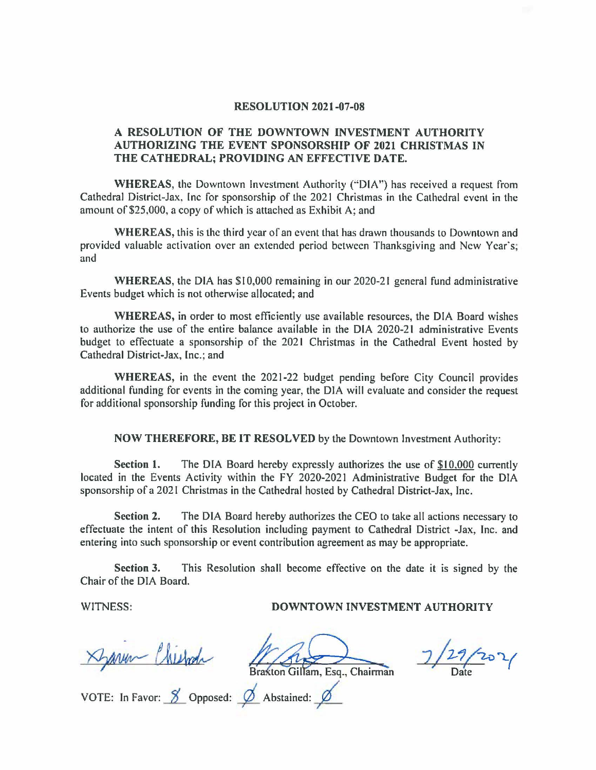# RESOLUTION 2021-07-08

## A RESOLUTION OF THE DOWNTOWN INVESTMENT AUTHORITY AUTHORIZING THE EVENT SPONSORSHIP OF 2021 CHRISTMAS IN THE CATHEDRAL; PROVIDING AN EFFECTIVE DATE.

**WHEREAS**, the Downtown Investment Authority ("DIA") has received a request from Cathedral District-Jax, Inc for sponsorship of the 2021 Christmas in the Cathedral event in the amount of $25,000, a copy of which is attached as Exhibit A; and

**WHEREAS,** this is the third year of an event that has drawn thousands to Downtown and provided valuable activation over an extended period between Thanksgiving and New Year's; and

**WHEREAS**, the DIA has $10,000 remaining in our 2020-21 general fund administrative Events budget which is not otherwise allocated; and

**WHEREAS,** in order to most efficiently use available resources, the DIA Board wishes to authorize the use of the entire balance available in the DIA 2020-21 administrative Events budget to effectuate a sponsorship of the 2021 Christmas in the Cathedral Event hosted by Cathedral District-Jax, Inc.; and

**WHEREAS,** in the event the 2021-22 budget pending before City Council provides additional funding for events in the coming year, the DIA will evaluate and consider the request for additional sponsorship funding for this project in October.

**NOW THEREFORE, BE IT RESOLVED** by the Downtown Investment Authority:

**Section 1.** The DIA Board hereby expressly authorizes the use of <u>$10,000</u> currently located in the Events Activity within the FY 2020-2021 Administrative Budget for the DIA sponsorship of a 2021 Christmas in the Cathedral hosted by Cathedral District-Jax, Inc.

**Section 2.** The DIA Board hereby authorizes the CEO to take all actions necessary to effectuate the intent of this Resolution including payment to Cathedral District -Jax, Inc. and entering into such sponsorship or event contribution agreement as may be appropriate.

**Section 3.** This Resolution shall become effective on the date it is signed by the Chair of the DIA Board.

WITNESS: **DOWNTOWN INVESTMENT AUTHORITY**

[Signature] [Signature]
Braxton Gillam, Esq., Chairman

7/29/2021
Date

VOTE: In Favor: 8 Opposed: Ø Abstained: Ø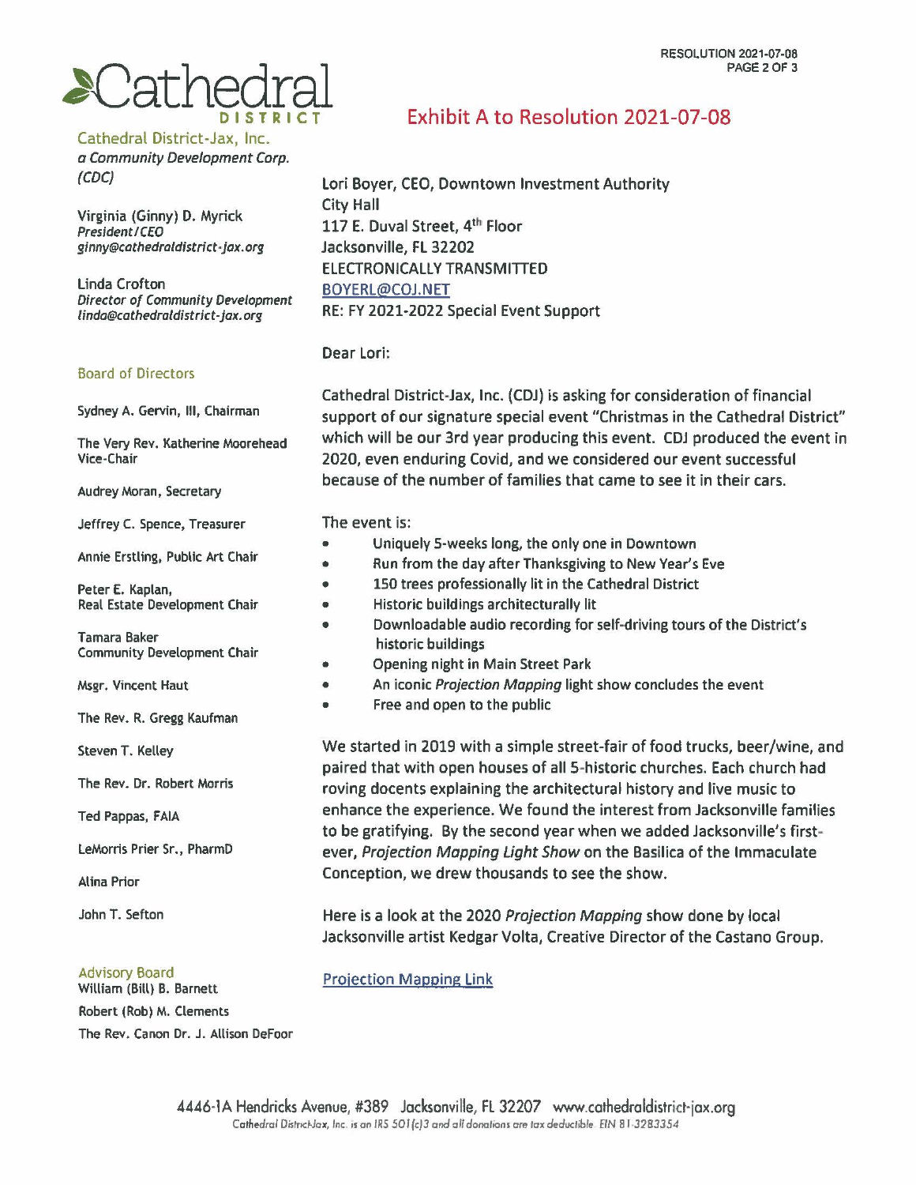# Cathedral DISTRICT

## Exhibit A to Resolution 2021-07-08

Cathedral District-Jax, Inc.
*a Community Development Corp. (CDC)*

Virginia (Ginny) D. Myrick
*President/CEO*
*ginny@cathedraldistrict-jax.org*

Linda Crofton
*Director of Community Development*
*linda@cathedraldistrict-jax.org*

**Board of Directors**

Sydney A. Gervin, III, Chairman

The Very Rev. Katherine Moorehead
Vice-Chair

Audrey Moran, Secretary

Jeffrey C. Spence, Treasurer

Annie Erstling, Public Art Chair

Peter E. Kaplan,
Real Estate Development Chair

Tamara Baker
Community Development Chair

Msgr. Vincent Haut

The Rev. R. Gregg Kaufman

Steven T. Kelley

The Rev. Dr. Robert Morris

Ted Pappas, FAIA

LeMorris Prier Sr., PharmD

Alina Prior

John T. Sefton

**Advisory Board**

William (Bill) B. Barnett

Robert (Rob) M. Clements

The Rev. Canon Dr. J. Allison DeFoor

---

Lori Boyer, CEO, Downtown Investment Authority
City Hall
117 E. Duval Street, 4th Floor
Jacksonville, FL 32202
ELECTRONICALLY TRANSMITTED
BOYERL@COJ.NET
RE: FY 2021-2022 Special Event Support

Dear Lori:

Cathedral District-Jax, Inc. (CDJ) is asking for consideration of financial support of our signature special event "Christmas in the Cathedral District" which will be our 3rd year producing this event. CDJ produced the event in 2020, even enduring Covid, and we considered our event successful because of the number of families that came to see it in their cars.

The event is:

- Uniquely 5-weeks long, the only one in Downtown
- Run from the day after Thanksgiving to New Year's Eve
- 150 trees professionally lit in the Cathedral District
- Historic buildings architecturally lit
- Downloadable audio recording for self-driving tours of the District's historic buildings
- Opening night in Main Street Park
- An iconic *Projection Mapping* light show concludes the event
- Free and open to the public

We started in 2019 with a simple street-fair of food trucks, beer/wine, and paired that with open houses of all 5-historic churches. Each church had roving docents explaining the architectural history and live music to enhance the experience. We found the interest from Jacksonville families to be gratifying. By the second year when we added Jacksonville's first-ever, *Projection Mapping Light Show* on the Basilica of the Immaculate Conception, we drew thousands to see the show.

Here is a look at the 2020 *Projection Mapping* show done by local Jacksonville artist Kedgar Volta, Creative Director of the Castano Group.

Projection Mapping Link

4446-1A Hendricks Avenue, #389 Jacksonville, FL 32207 www.cathedraldistrict-jax.org
Cathedral District-Jax, Inc. is an IRS 501(c)3 and all donations are tax deductible. EIN 81-3283354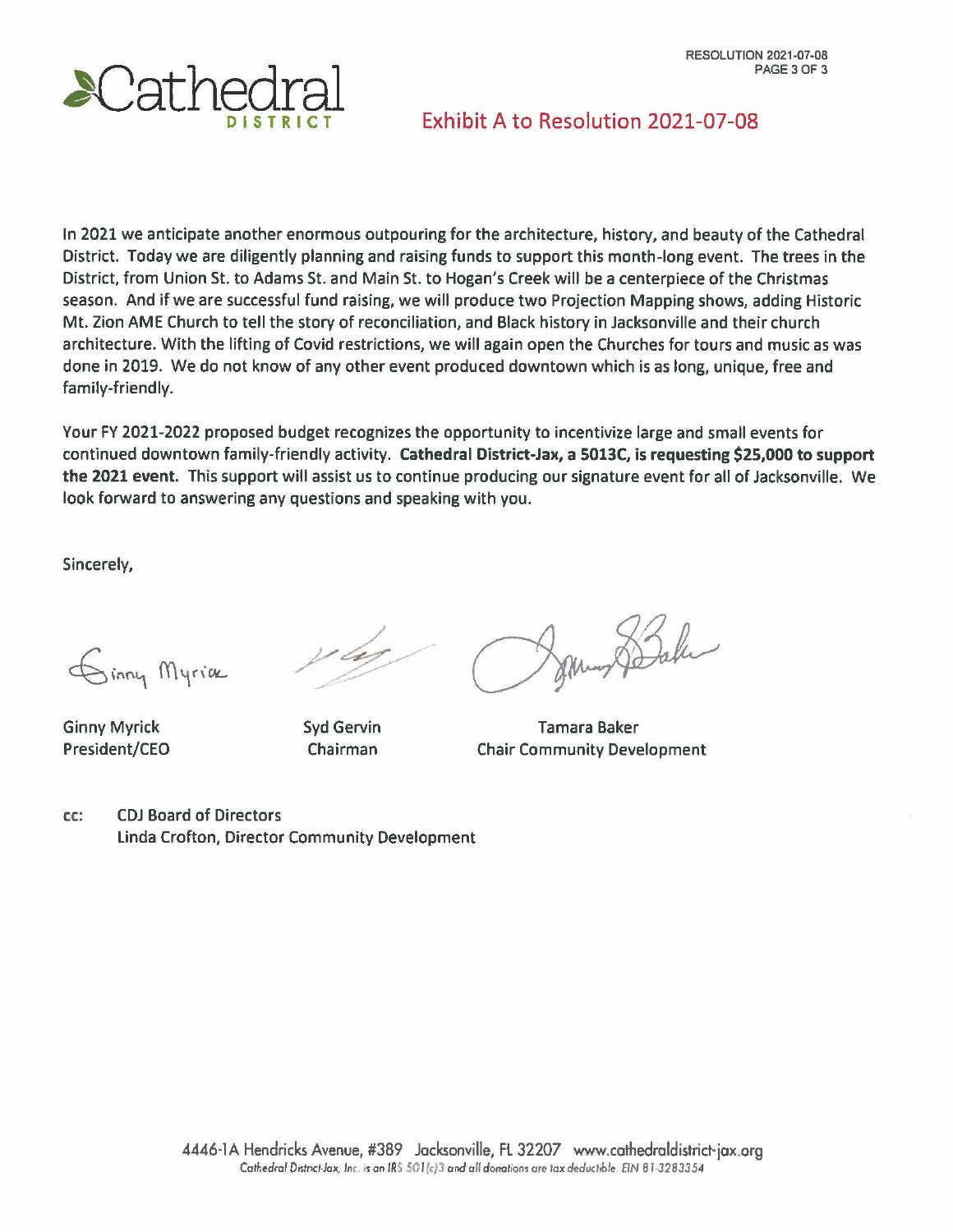Cathedral DISTRICT

## Exhibit A to Resolution 2021-07-08

In 2021 we anticipate another enormous outpouring for the architecture, history, and beauty of the Cathedral District. Today we are diligently planning and raising funds to support this month-long event. The trees in the District, from Union St. to Adams St. and Main St. to Hogan's Creek will be a centerpiece of the Christmas season. And if we are successful fund raising, we will produce two Projection Mapping shows, adding Historic Mt. Zion AME Church to tell the story of reconciliation, and Black history in Jacksonville and their church architecture. With the lifting of Covid restrictions, we will again open the Churches for tours and music as was done in 2019. We do not know of any other event produced downtown which is as long, unique, free and family-friendly.

Your FY 2021-2022 proposed budget recognizes the opportunity to incentivize large and small events for continued downtown family-friendly activity. **Cathedral District-Jax, a 5013C, is requesting $25,000 to support the 2021 event.** This support will assist us to continue producing our signature event for all of Jacksonville. We look forward to answering any questions and speaking with you.

Sincerely,

Ginny Myrick
President/CEO

Syd Gervin
Chairman

Tamara Baker
Chair Community Development

cc: CDJ Board of Directors
Linda Crofton, Director Community Development

4446-1A Hendricks Avenue, #389 Jacksonville, FL 32207 www.cathedraldistrict-jax.org
*Cathedral District-Jax, Inc. is an IRS 501(c)3 and all donations are tax deductible. EIN 81-3283354*